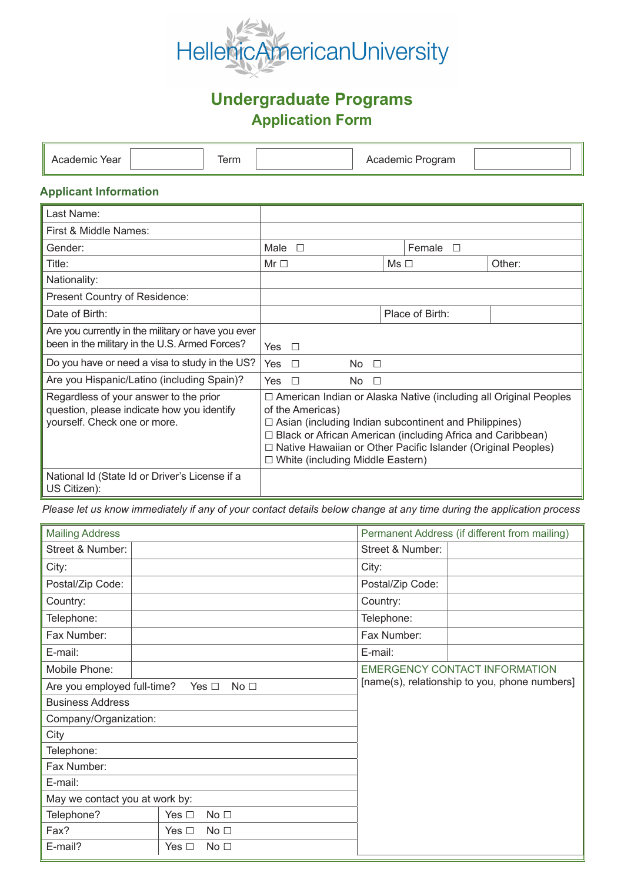HellenicAmericanUniversity

# Undergraduate Programs

## Application Form

| Academic Year | | Term | | Academic Program | |
|---|---|---|---|---|---|

### Applicant Information

| | | | |
|---|---|---|---|
| Last Name: | | | |
| First & Middle Names: | | | |
| Gender: | Male ☐ | Female ☐ | |
| Title: | Mr ☐ | Ms ☐ | Other: |
| Nationality: | | | |
| Present Country of Residence: | | | |
| Date of Birth: | | Place of Birth: | |
| Are you currently in the military or have you ever been in the military in the U.S. Armed Forces? | Yes ☐ | | |
| Do you have or need a visa to study in the US? | Yes ☐ | No ☐ | |
| Are you Hispanic/Latino (including Spain)? | Yes ☐ | No ☐ | |
| Regardless of your answer to the prior question, please indicate how you identify yourself. Check one or more. | ☐ American Indian or Alaska Native (including all Original Peoples of the Americas)<br>☐ Asian (including Indian subcontinent and Philippines)<br>☐ Black or African American (including Africa and Caribbean)<br>☐ Native Hawaiian or Other Pacific Islander (Original Peoples)<br>☐ White (including Middle Eastern) | | |
| National Id (State Id or Driver's License if a US Citizen): | | | |

*Please let us know immediately if any of your contact details below change at any time during the application process*

| Mailing Address | | | Permanent Address (if different from mailing) | |
|---|---|---|---|---|
| Street & Number: | | | Street & Number: | |
| City: | | | City: | |
| Postal/Zip Code: | | | Postal/Zip Code: | |
| Country: | | | Country: | |
| Telephone: | | | Telephone: | |
| Fax Number: | | | Fax Number: | |
| E-mail: | | | E-mail: | |
| Mobile Phone: | | | EMERGENCY CONTACT INFORMATION<br>[name(s), relationship to you, phone numbers] | |
| Are you employed full-time? | Yes ☐ | No ☐ | | |
| Business Address | | | | |
| Company/Organization: | | | | |
| City | | | | |
| Telephone: | | | | |
| Fax Number: | | | | |
| E-mail: | | | | |
| May we contact you at work by: | | | | |
| Telephone? | Yes ☐ | No ☐ | | |
| Fax? | Yes ☐ | No ☐ | | |
| E-mail? | Yes ☐ | No ☐ | | |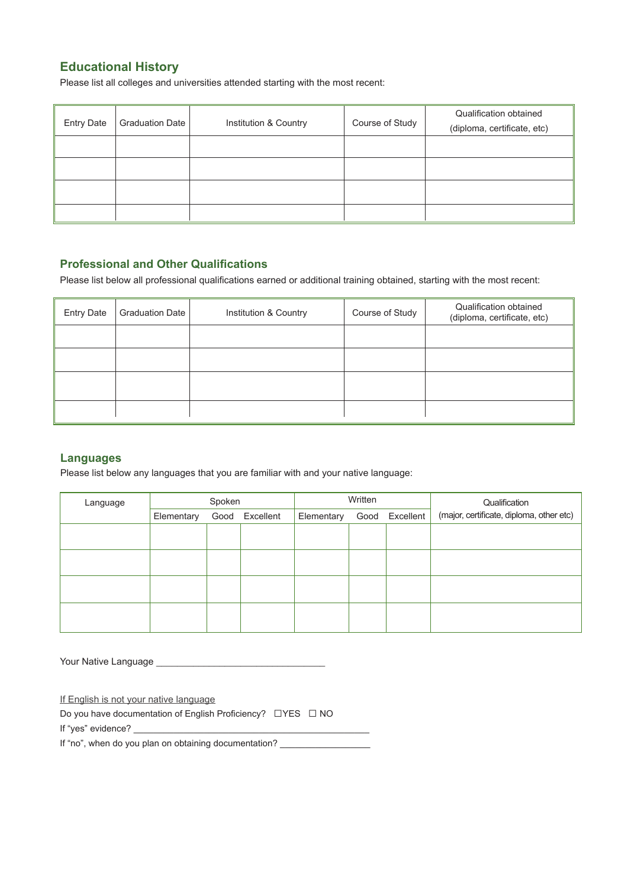## Educational History

Please list all colleges and universities attended starting with the most recent:

| Entry Date | Graduation Date | Institution & Country | Course of Study | Qualification obtained (diploma, certificate, etc) |
|---|---|---|---|---|
| | | | | |
| | | | | |
| | | | | |
| | | | | |

## Professional and Other Qualifications

Please list below all professional qualifications earned or additional training obtained, starting with the most recent:

| Entry Date | Graduation Date | Institution & Country | Course of Study | Qualification obtained (diploma, certificate, etc) |
|---|---|---|---|---|
| | | | | |
| | | | | |
| | | | | |
| | | | | |

## Languages

Please list below any languages that you are familiar with and your native language:

| Language | Spoken | | | Written | | | Qualification (major, certificate, diploma, other etc) |
|---|---|---|---|---|---|---|---|
| | Elementary | Good | Excellent | Elementary | Good | Excellent | |
| | | | | | | | |
| | | | | | | | |
| | | | | | | | |
| | | | | | | | |

Your Native Language ________________________________

If English is not your native language

Do you have documentation of English Proficiency? ☐YES ☐ NO

If "yes" evidence? ______________________________________________

If "no", when do you plan on obtaining documentation? _________________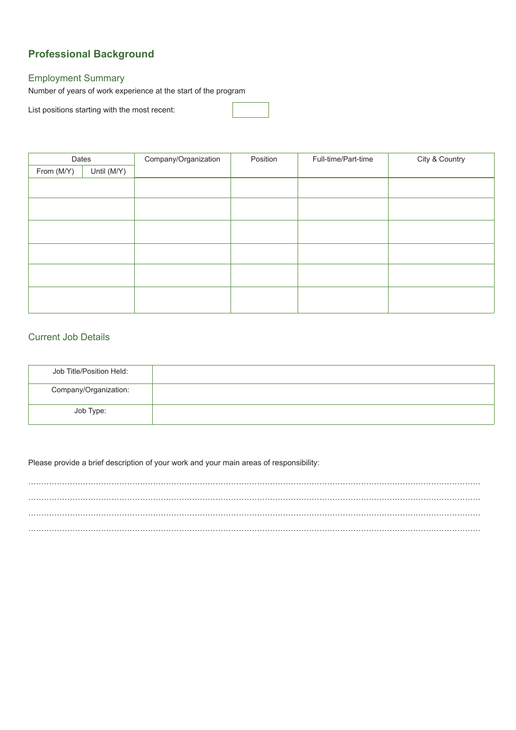## Professional Background

### Employment Summary

Number of years of work experience at the start of the program

List positions starting with the most recent:

| Dates | | Company/Organization | Position | Full-time/Part-time | City & Country |
|---|---|---|---|---|---|
| From (M/Y) | Until (M/Y) | | | | |
| | | | | | |
| | | | | | |
| | | | | | |
| | | | | | |
| | | | | | |
| | | | | | |

### Current Job Details

| Job Title/Position Held: | |
|---|---|
| Company/Organization: | |
| Job Type: | |

Please provide a brief description of your work and your main areas of responsibility:

……………………………………………………………………………………………………………………………………………………

……………………………………………………………………………………………………………………………………………………

……………………………………………………………………………………………………………………………………………………

……………………………………………………………………………………………………………………………………………………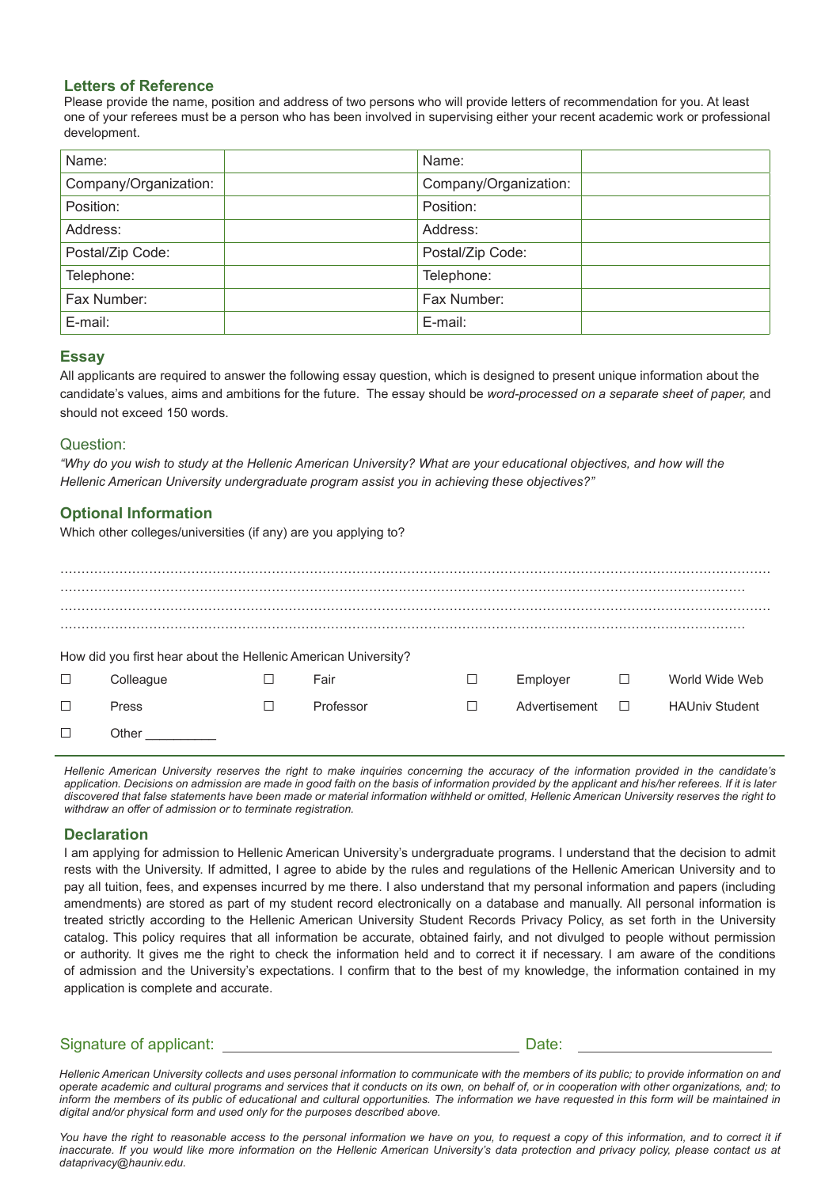## Letters of Reference

Please provide the name, position and address of two persons who will provide letters of recommendation for you. At least one of your referees must be a person who has been involved in supervising either your recent academic work or professional development.

| | | | |
|---|---|---|---|
| Name: | | Name: | |
| Company/Organization: | | Company/Organization: | |
| Position: | | Position: | |
| Address: | | Address: | |
| Postal/Zip Code: | | Postal/Zip Code: | |
| Telephone: | | Telephone: | |
| Fax Number: | | Fax Number: | |
| E-mail: | | E-mail: | |

## Essay

All applicants are required to answer the following essay question, which is designed to present unique information about the candidate's values, aims and ambitions for the future. The essay should be *word-processed on a separate sheet of paper,* and should not exceed 150 words.

### Question:

*"Why do you wish to study at the Hellenic American University? What are your educational objectives, and how will the Hellenic American University undergraduate program assist you in achieving these objectives?"*

## Optional Information

Which other colleges/universities (if any) are you applying to?

.......................................................................................................................................................

.......................................................................................................................................................

.......................................................................................................................................................

.......................................................................................................................................................

How did you first hear about the Hellenic American University?

| | | | |
|---|---|---|---|
| ☐ Colleague | ☐ Fair | ☐ Employer | ☐ World Wide Web |
| ☐ Press | ☐ Professor | ☐ Advertisement | ☐ HAUniv Student |
| ☐ Other __________ | | | |

*Hellenic American University reserves the right to make inquiries concerning the accuracy of the information provided in the candidate's application. Decisions on admission are made in good faith on the basis of information provided by the applicant and his/her referees. If it is later discovered that false statements have been made or material information withheld or omitted, Hellenic American University reserves the right to withdraw an offer of admission or to terminate registration.*

## Declaration

I am applying for admission to Hellenic American University's undergraduate programs. I understand that the decision to admit rests with the University. If admitted, I agree to abide by the rules and regulations of the Hellenic American University and to pay all tuition, fees, and expenses incurred by me there. I also understand that my personal information and papers (including amendments) are stored as part of my student record electronically on a database and manually. All personal information is treated strictly according to the Hellenic American University Student Records Privacy Policy, as set forth in the University catalog. This policy requires that all information be accurate, obtained fairly, and not divulged to people without permission or authority. It gives me the right to check the information held and to correct it if necessary. I am aware of the conditions of admission and the University's expectations. I confirm that to the best of my knowledge, the information contained in my application is complete and accurate.

Signature of applicant: ___________________________________ Date: ______________________

*Hellenic American University collects and uses personal information to communicate with the members of its public; to provide information on and operate academic and cultural programs and services that it conducts on its own, on behalf of, or in cooperation with other organizations, and; to inform the members of its public of educational and cultural opportunities. The information we have requested in this form will be maintained in digital and/or physical form and used only for the purposes described above.*

*You have the right to reasonable access to the personal information we have on you, to request a copy of this information, and to correct it if inaccurate. If you would like more information on the Hellenic American University's data protection and privacy policy, please contact us at dataprivacy@hauniv.edu.*